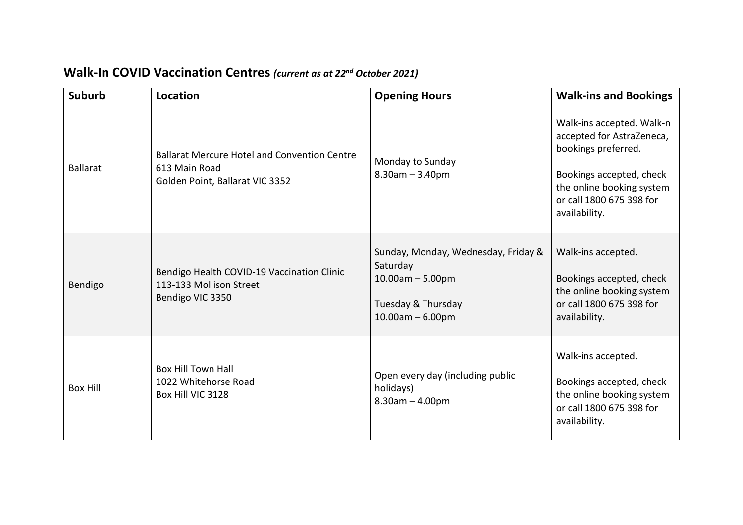## Walk-In COVID Vaccination Centres *(current as at 22nd October 2021)*

| Suburb | Location | Opening Hours | Walk-ins and Bookings |
|---|---|---|---|
| Ballarat | Ballarat Mercure Hotel and Convention Centre<br>613 Main Road<br>Golden Point, Ballarat VIC 3352 | Monday to Sunday<br>8.30am – 3.40pm | Walk-ins accepted. Walk-n accepted for AstraZeneca, bookings preferred.<br><br>Bookings accepted, check the online booking system or call 1800 675 398 for availability. |
| Bendigo | Bendigo Health COVID-19 Vaccination Clinic<br>113-133 Mollison Street<br>Bendigo VIC 3350 | Sunday, Monday, Wednesday, Friday & Saturday<br>10.00am – 5.00pm<br><br>Tuesday & Thursday<br>10.00am – 6.00pm | Walk-ins accepted.<br><br>Bookings accepted, check the online booking system or call 1800 675 398 for availability. |
| Box Hill | Box Hill Town Hall<br>1022 Whitehorse Road<br>Box Hill VIC 3128 | Open every day (including public holidays)<br>8.30am – 4.00pm | Walk-ins accepted.<br><br>Bookings accepted, check the online booking system or call 1800 675 398 for availability. |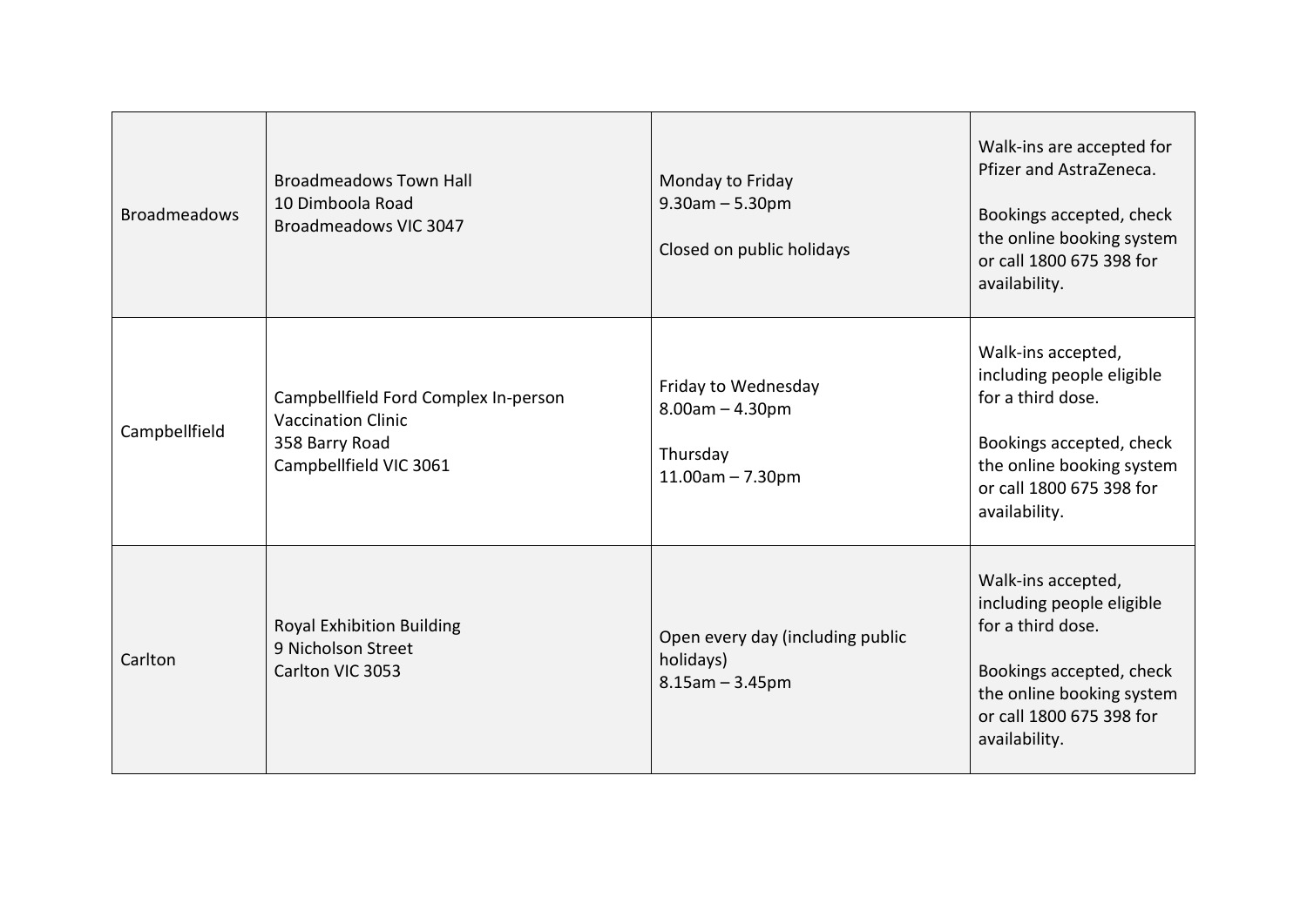| | | | |
|---|---|---|---|
| Broadmeadows | Broadmeadows Town Hall<br>10 Dimboola Road<br>Broadmeadows VIC 3047 | Monday to Friday<br>9.30am – 5.30pm<br><br>Closed on public holidays | Walk-ins are accepted for Pfizer and AstraZeneca.<br><br>Bookings accepted, check the online booking system or call 1800 675 398 for availability. |
| Campbellfield | Campbellfield Ford Complex In-person Vaccination Clinic<br>358 Barry Road<br>Campbellfield VIC 3061 | Friday to Wednesday<br>8.00am – 4.30pm<br><br>Thursday<br>11.00am – 7.30pm | Walk-ins accepted, including people eligible for a third dose.<br><br>Bookings accepted, check the online booking system or call 1800 675 398 for availability. |
| Carlton | Royal Exhibition Building<br>9 Nicholson Street<br>Carlton VIC 3053 | Open every day (including public holidays)<br>8.15am – 3.45pm | Walk-ins accepted, including people eligible for a third dose.<br><br>Bookings accepted, check the online booking system or call 1800 675 398 for availability. |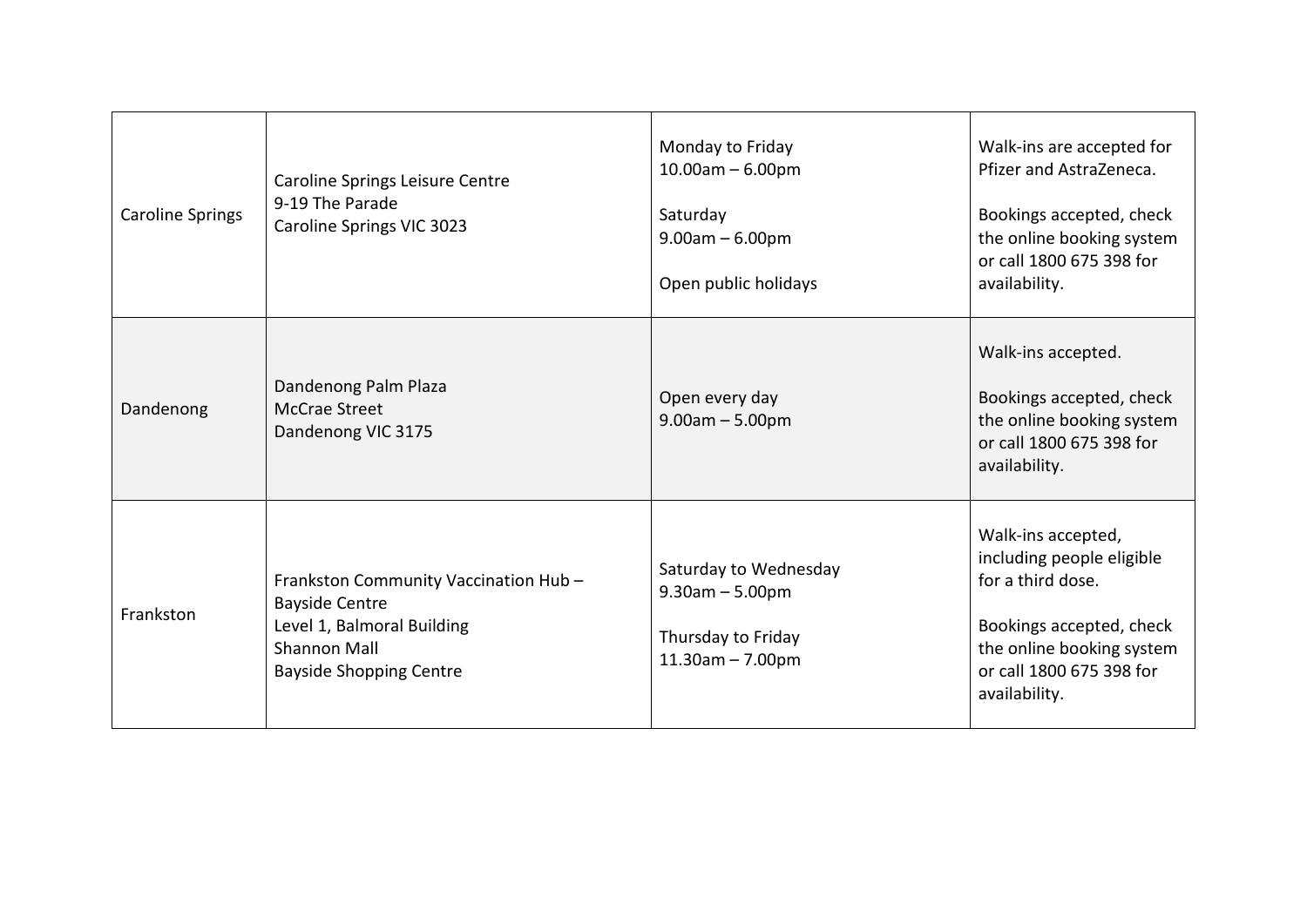| | | | |
|---|---|---|---|
| Caroline Springs | Caroline Springs Leisure Centre<br>9-19 The Parade<br>Caroline Springs VIC 3023 | Monday to Friday<br>10.00am – 6.00pm<br><br>Saturday<br>9.00am – 6.00pm<br><br>Open public holidays | Walk-ins are accepted for Pfizer and AstraZeneca.<br><br>Bookings accepted, check the online booking system or call 1800 675 398 for availability. |
| Dandenong | Dandenong Palm Plaza<br>McCrae Street<br>Dandenong VIC 3175 | Open every day<br>9.00am – 5.00pm | Walk-ins accepted.<br><br>Bookings accepted, check the online booking system or call 1800 675 398 for availability. |
| Frankston | Frankston Community Vaccination Hub – Bayside Centre<br>Level 1, Balmoral Building<br>Shannon Mall<br>Bayside Shopping Centre | Saturday to Wednesday<br>9.30am – 5.00pm<br><br>Thursday to Friday<br>11.30am – 7.00pm | Walk-ins accepted, including people eligible for a third dose.<br><br>Bookings accepted, check the online booking system or call 1800 675 398 for availability. |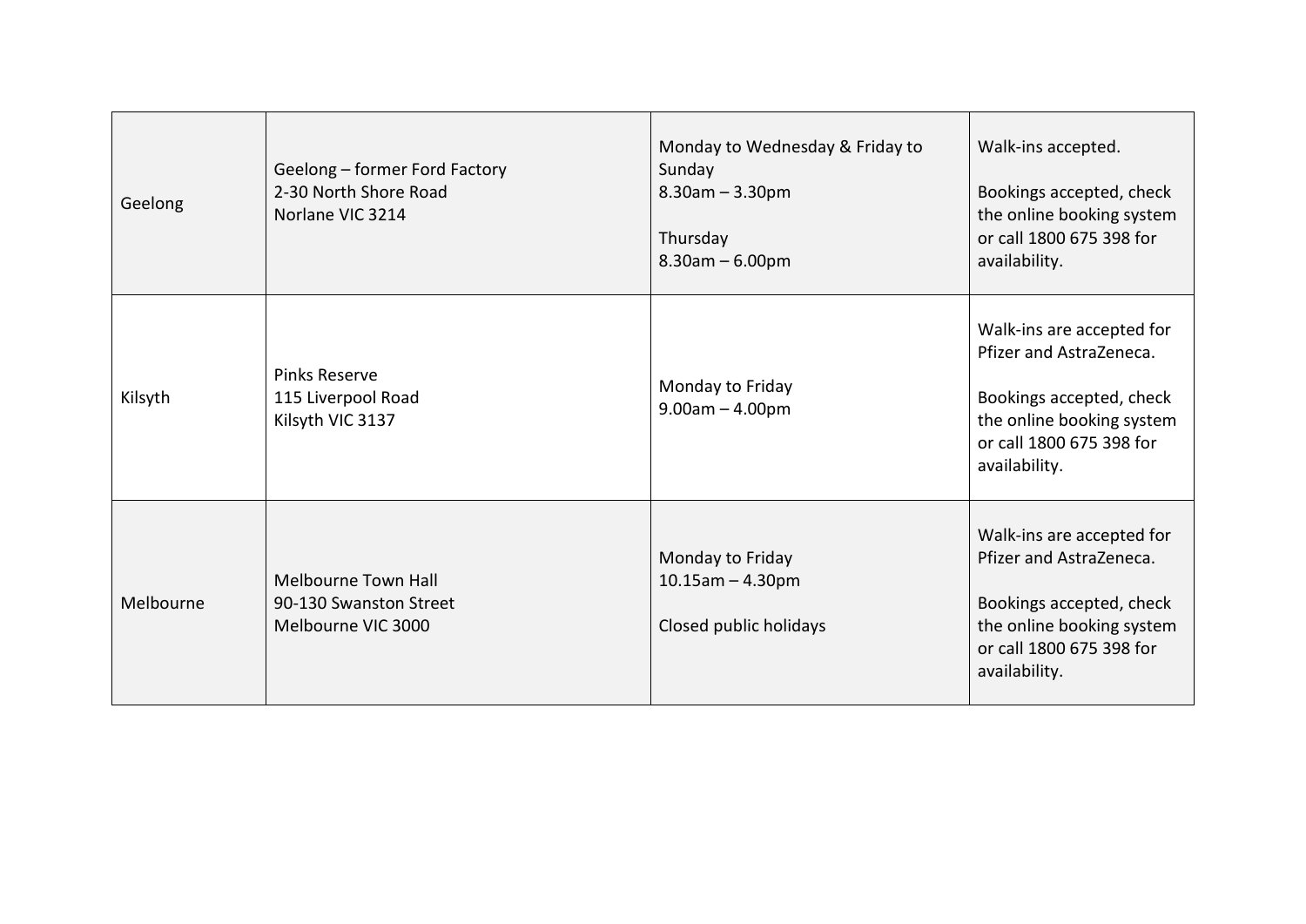| | | | |
|---|---|---|---|
| Geelong | Geelong – former Ford Factory<br>2-30 North Shore Road<br>Norlane VIC 3214 | Monday to Wednesday & Friday to Sunday<br>8.30am – 3.30pm<br><br>Thursday<br>8.30am – 6.00pm | Walk-ins accepted.<br><br>Bookings accepted, check the online booking system or call 1800 675 398 for availability. |
| Kilsyth | Pinks Reserve<br>115 Liverpool Road<br>Kilsyth VIC 3137 | Monday to Friday<br>9.00am – 4.00pm | Walk-ins are accepted for Pfizer and AstraZeneca.<br><br>Bookings accepted, check the online booking system or call 1800 675 398 for availability. |
| Melbourne | Melbourne Town Hall<br>90-130 Swanston Street<br>Melbourne VIC 3000 | Monday to Friday<br>10.15am – 4.30pm<br><br>Closed public holidays | Walk-ins are accepted for Pfizer and AstraZeneca.<br><br>Bookings accepted, check the online booking system or call 1800 675 398 for availability. |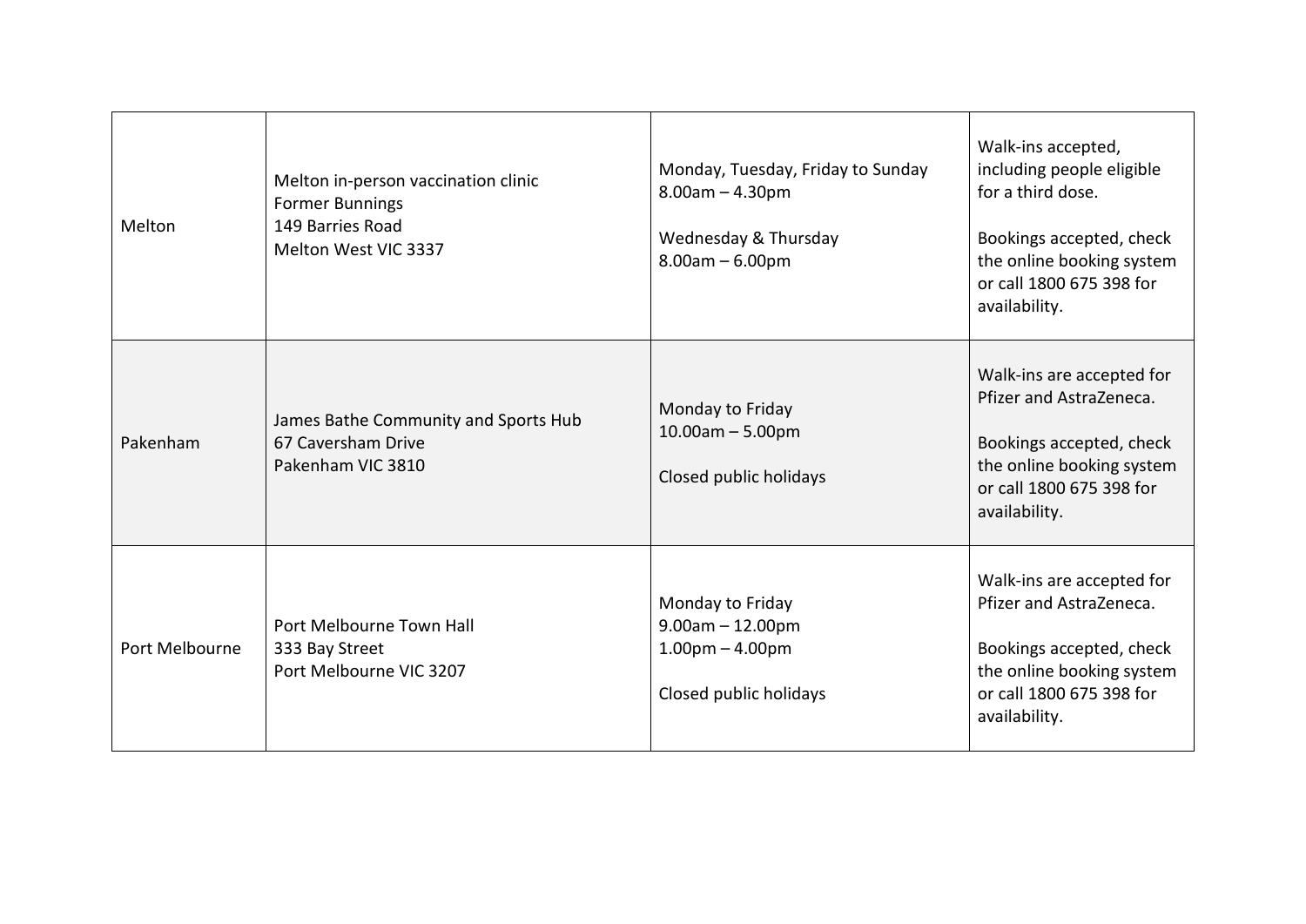| Melton | Melton in-person vaccination clinic<br>Former Bunnings<br>149 Barries Road<br>Melton West VIC 3337 | Monday, Tuesday, Friday to Sunday<br>8.00am – 4.30pm<br><br>Wednesday & Thursday<br>8.00am – 6.00pm | Walk-ins accepted, including people eligible for a third dose.<br><br>Bookings accepted, check the online booking system or call 1800 675 398 for availability. |
|---|---|---|---|
| Pakenham | James Bathe Community and Sports Hub<br>67 Caversham Drive<br>Pakenham VIC 3810 | Monday to Friday<br>10.00am – 5.00pm<br><br>Closed public holidays | Walk-ins are accepted for Pfizer and AstraZeneca.<br><br>Bookings accepted, check the online booking system or call 1800 675 398 for availability. |
| Port Melbourne | Port Melbourne Town Hall<br>333 Bay Street<br>Port Melbourne VIC 3207 | Monday to Friday<br>9.00am – 12.00pm<br>1.00pm – 4.00pm<br><br>Closed public holidays | Walk-ins are accepted for Pfizer and AstraZeneca.<br><br>Bookings accepted, check the online booking system or call 1800 675 398 for availability. |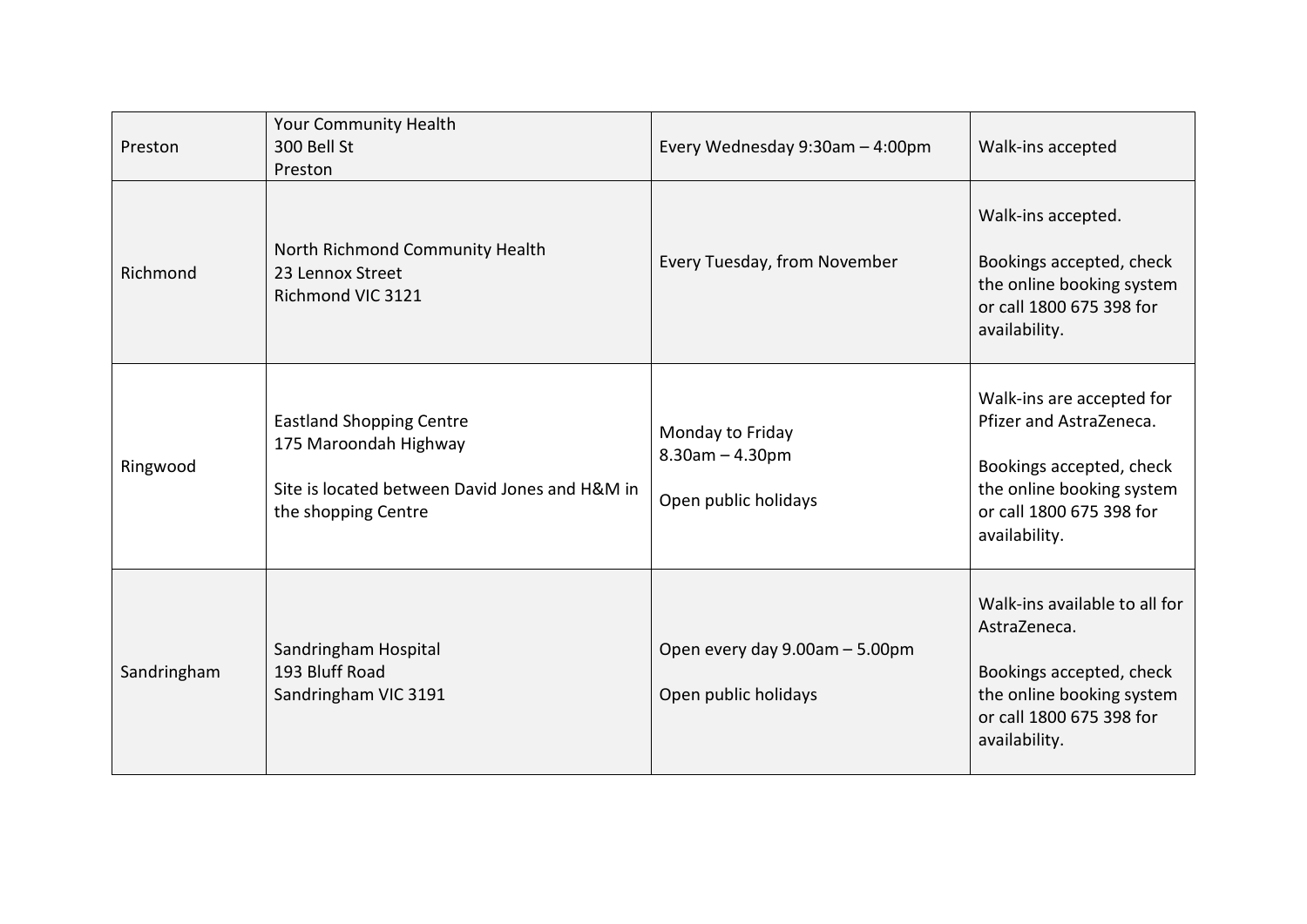| | | | |
|---|---|---|---|
| Preston | Your Community Health<br>300 Bell St<br>Preston | Every Wednesday 9:30am – 4:00pm | Walk-ins accepted |
| Richmond | North Richmond Community Health<br>23 Lennox Street<br>Richmond VIC 3121 | Every Tuesday, from November | Walk-ins accepted.<br><br>Bookings accepted, check the online booking system or call 1800 675 398 for availability. |
| Ringwood | Eastland Shopping Centre<br>175 Maroondah Highway<br><br>Site is located between David Jones and H&M in the shopping Centre | Monday to Friday<br>8.30am – 4.30pm<br><br>Open public holidays | Walk-ins are accepted for Pfizer and AstraZeneca.<br><br>Bookings accepted, check the online booking system or call 1800 675 398 for availability. |
| Sandringham | Sandringham Hospital<br>193 Bluff Road<br>Sandringham VIC 3191 | Open every day 9.00am – 5.00pm<br><br>Open public holidays | Walk-ins available to all for AstraZeneca.<br><br>Bookings accepted, check the online booking system or call 1800 675 398 for availability. |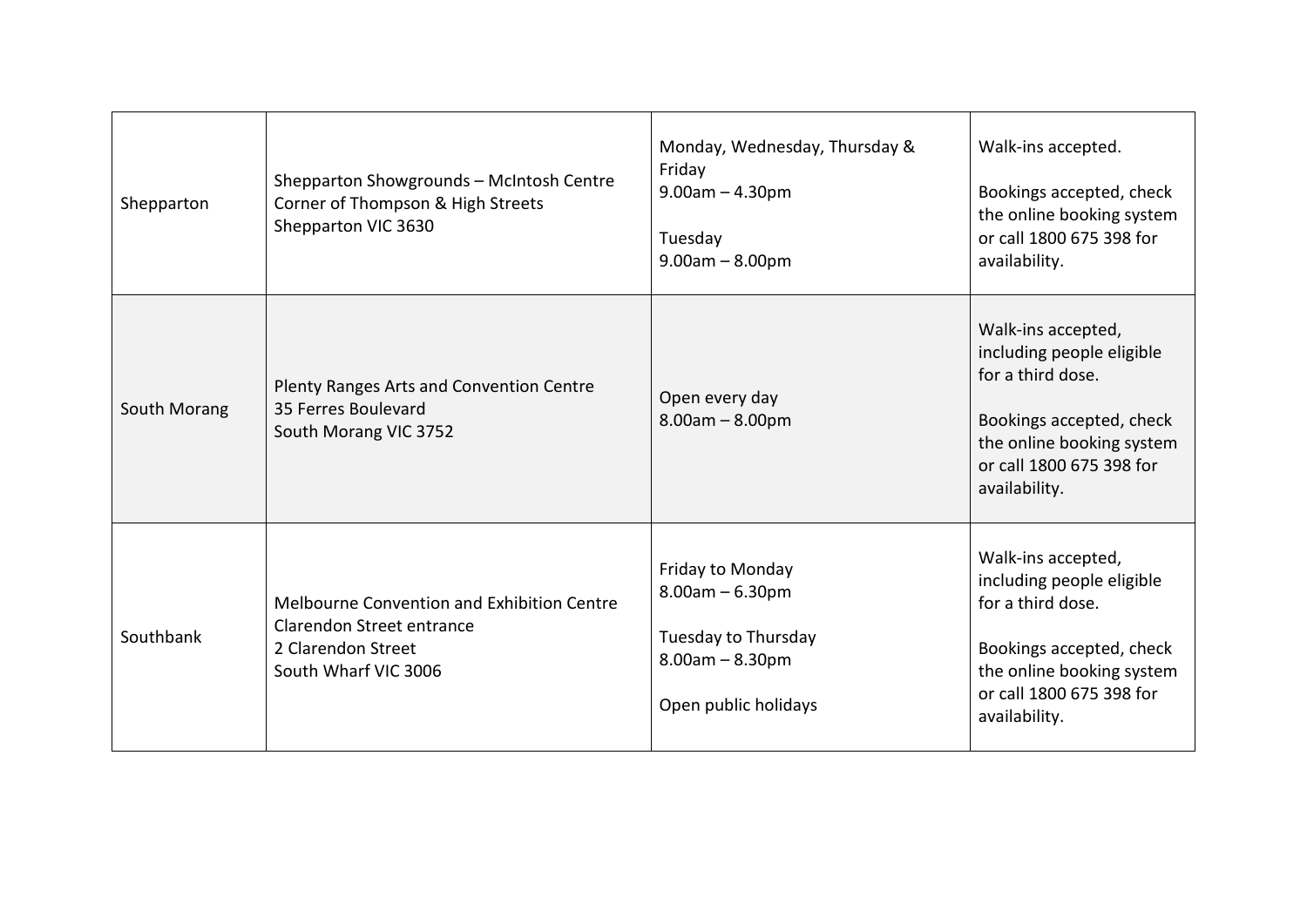| | | | |
|---|---|---|---|
| Shepparton | Shepparton Showgrounds – McIntosh Centre<br>Corner of Thompson & High Streets<br>Shepparton VIC 3630 | Monday, Wednesday, Thursday & Friday<br>9.00am – 4.30pm<br><br>Tuesday<br>9.00am – 8.00pm | Walk-ins accepted.<br><br>Bookings accepted, check the online booking system or call 1800 675 398 for availability. |
| South Morang | Plenty Ranges Arts and Convention Centre<br>35 Ferres Boulevard<br>South Morang VIC 3752 | Open every day<br>8.00am – 8.00pm | Walk-ins accepted, including people eligible for a third dose.<br><br>Bookings accepted, check the online booking system or call 1800 675 398 for availability. |
| Southbank | Melbourne Convention and Exhibition Centre<br>Clarendon Street entrance<br>2 Clarendon Street<br>South Wharf VIC 3006 | Friday to Monday<br>8.00am – 6.30pm<br><br>Tuesday to Thursday<br>8.00am – 8.30pm<br><br>Open public holidays | Walk-ins accepted, including people eligible for a third dose.<br><br>Bookings accepted, check the online booking system or call 1800 675 398 for availability. |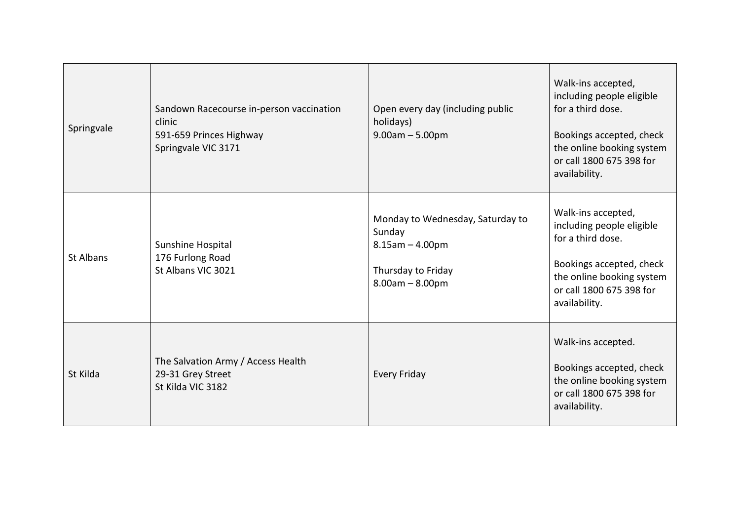| | | | |
|---|---|---|---|
| Springvale | Sandown Racecourse in-person vaccination clinic<br>591-659 Princes Highway<br>Springvale VIC 3171 | Open every day (including public holidays)<br>9.00am – 5.00pm | Walk-ins accepted, including people eligible for a third dose.<br><br>Bookings accepted, check the online booking system or call 1800 675 398 for availability. |
| St Albans | Sunshine Hospital<br>176 Furlong Road<br>St Albans VIC 3021 | Monday to Wednesday, Saturday to Sunday<br>8.15am – 4.00pm<br><br>Thursday to Friday<br>8.00am – 8.00pm | Walk-ins accepted, including people eligible for a third dose.<br><br>Bookings accepted, check the online booking system or call 1800 675 398 for availability. |
| St Kilda | The Salvation Army / Access Health<br>29-31 Grey Street<br>St Kilda VIC 3182 | Every Friday | Walk-ins accepted.<br><br>Bookings accepted, check the online booking system or call 1800 675 398 for availability. |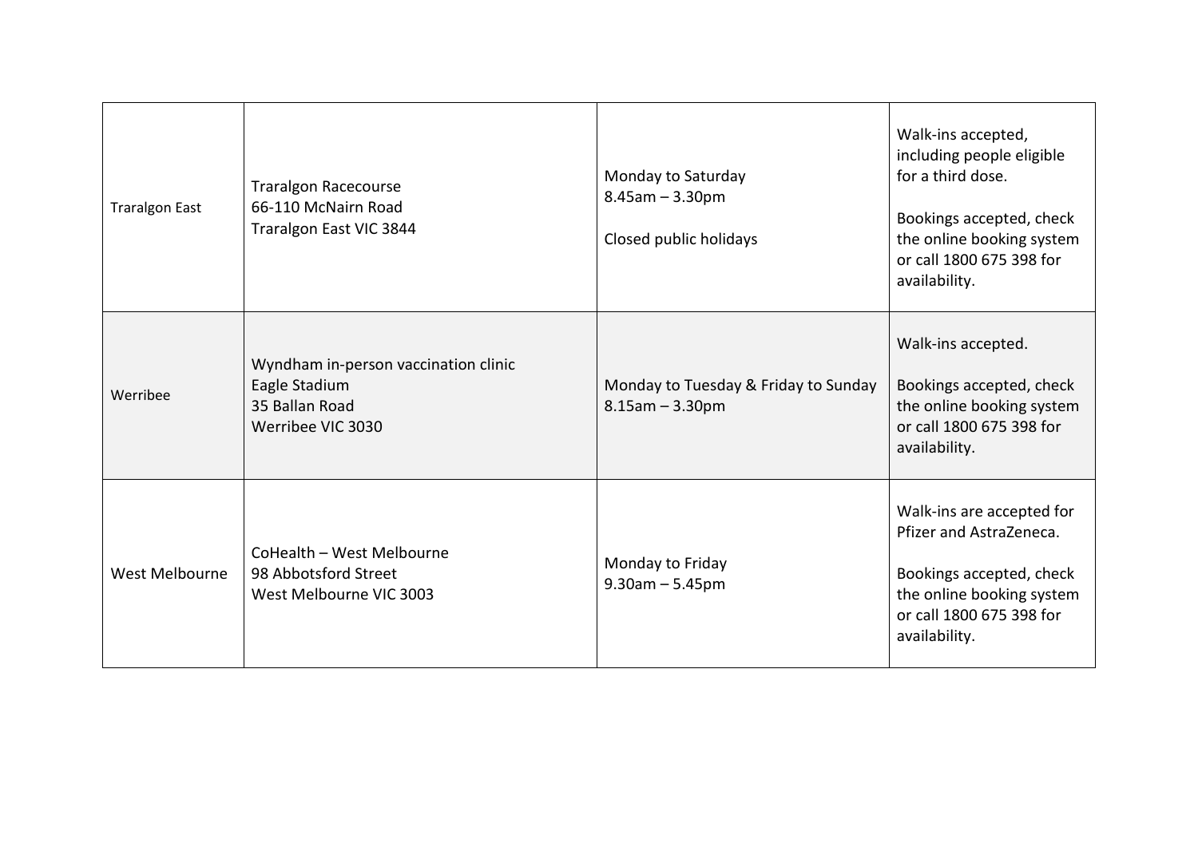| | | | |
|---|---|---|---|
| Traralgon East | Traralgon Racecourse<br>66-110 McNairn Road<br>Traralgon East VIC 3844 | Monday to Saturday<br>8.45am – 3.30pm<br><br>Closed public holidays | Walk-ins accepted, including people eligible for a third dose.<br><br>Bookings accepted, check the online booking system or call 1800 675 398 for availability. |
| Werribee | Wyndham in-person vaccination clinic<br>Eagle Stadium<br>35 Ballan Road<br>Werribee VIC 3030 | Monday to Tuesday & Friday to Sunday<br>8.15am – 3.30pm | Walk-ins accepted.<br><br>Bookings accepted, check the online booking system or call 1800 675 398 for availability. |
| West Melbourne | CoHealth – West Melbourne<br>98 Abbotsford Street<br>West Melbourne VIC 3003 | Monday to Friday<br>9.30am – 5.45pm | Walk-ins are accepted for Pfizer and AstraZeneca.<br><br>Bookings accepted, check the online booking system or call 1800 675 398 for availability. |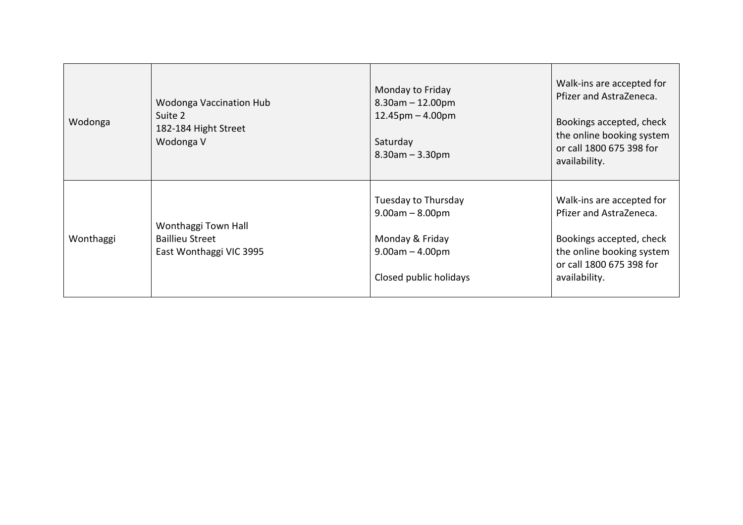| | | | |
|---|---|---|---|
| Wodonga | Wodonga Vaccination Hub<br>Suite 2<br>182-184 Hight Street<br>Wodonga V | Monday to Friday<br>8.30am – 12.00pm<br>12.45pm – 4.00pm<br><br>Saturday<br>8.30am – 3.30pm | Walk-ins are accepted for Pfizer and AstraZeneca.<br><br>Bookings accepted, check the online booking system or call 1800 675 398 for availability. |
| Wonthaggi | Wonthaggi Town Hall<br>Baillieu Street<br>East Wonthaggi VIC 3995 | Tuesday to Thursday<br>9.00am – 8.00pm<br><br>Monday & Friday<br>9.00am – 4.00pm<br><br>Closed public holidays | Walk-ins are accepted for Pfizer and AstraZeneca.<br><br>Bookings accepted, check the online booking system or call 1800 675 398 for availability. |